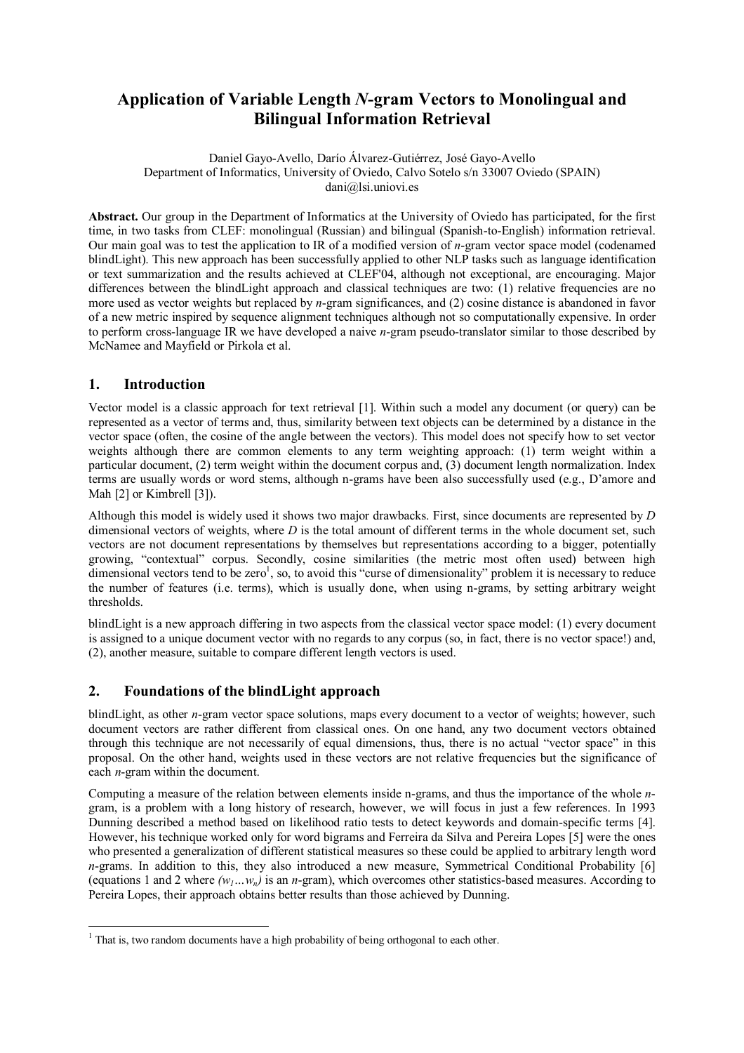# Application of Variable Length *N*-gram Vectors to Monolingual and Bilingual Information Retrieval

Daniel Gayo-Avello, Darío Álvarez-Gutiérrez, José Gayo-Avello
Department of Informatics, University of Oviedo, Calvo Sotelo s/n 33007 Oviedo (SPAIN)
dani@lsi.uniovi.es

**Abstract.** Our group in the Department of Informatics at the University of Oviedo has participated, for the first time, in two tasks from CLEF: monolingual (Russian) and bilingual (Spanish-to-English) information retrieval. Our main goal was to test the application to IR of a modified version of *n*-gram vector space model (codenamed blindLight). This new approach has been successfully applied to other NLP tasks such as language identification or text summarization and the results achieved at CLEF'04, although not exceptional, are encouraging. Major differences between the blindLight approach and classical techniques are two: (1) relative frequencies are no more used as vector weights but replaced by *n*-gram significances, and (2) cosine distance is abandoned in favor of a new metric inspired by sequence alignment techniques although not so computationally expensive. In order to perform cross-language IR we have developed a naive *n*-gram pseudo-translator similar to those described by McNamee and Mayfield or Pirkola et al.

## 1. Introduction

Vector model is a classic approach for text retrieval [1]. Within such a model any document (or query) can be represented as a vector of terms and, thus, similarity between text objects can be determined by a distance in the vector space (often, the cosine of the angle between the vectors). This model does not specify how to set vector weights although there are common elements to any term weighting approach: (1) term weight within a particular document, (2) term weight within the document corpus and, (3) document length normalization. Index terms are usually words or word stems, although n-grams have been also successfully used (e.g., D'amore and Mah [2] or Kimbrell [3]).

Although this model is widely used it shows two major drawbacks. First, since documents are represented by *D* dimensional vectors of weights, where *D* is the total amount of different terms in the whole document set, such vectors are not document representations by themselves but representations according to a bigger, potentially growing, "contextual" corpus. Secondly, cosine similarities (the metric most often used) between high dimensional vectors tend to be zero[1], so, to avoid this "curse of dimensionality" problem it is necessary to reduce the number of features (i.e. terms), which is usually done, when using n-grams, by setting arbitrary weight thresholds.

blindLight is a new approach differing in two aspects from the classical vector space model: (1) every document is assigned to a unique document vector with no regards to any corpus (so, in fact, there is no vector space!) and, (2), another measure, suitable to compare different length vectors is used.

## 2. Foundations of the blindLight approach

blindLight, as other *n*-gram vector space solutions, maps every document to a vector of weights; however, such document vectors are rather different from classical ones. On one hand, any two document vectors obtained through this technique are not necessarily of equal dimensions, thus, there is no actual "vector space" in this proposal. On the other hand, weights used in these vectors are not relative frequencies but the significance of each *n*-gram within the document.

Computing a measure of the relation between elements inside n-grams, and thus the importance of the whole *n*-gram, is a problem with a long history of research, however, we will focus in just a few references. In 1993 Dunning described a method based on likelihood ratio tests to detect keywords and domain-specific terms [4]. However, his technique worked only for word bigrams and Ferreira da Silva and Pereira Lopes [5] were the ones who presented a generalization of different statistical measures so these could be applied to arbitrary length word *n*-grams. In addition to this, they also introduced a new measure, Symmetrical Conditional Probability [6] (equations 1 and 2 where $(w_1 \dots w_n)$ is an *n*-gram), which overcomes other statistics-based measures. According to Pereira Lopes, their approach obtains better results than those achieved by Dunning.

[1] That is, two random documents have a high probability of being orthogonal to each other.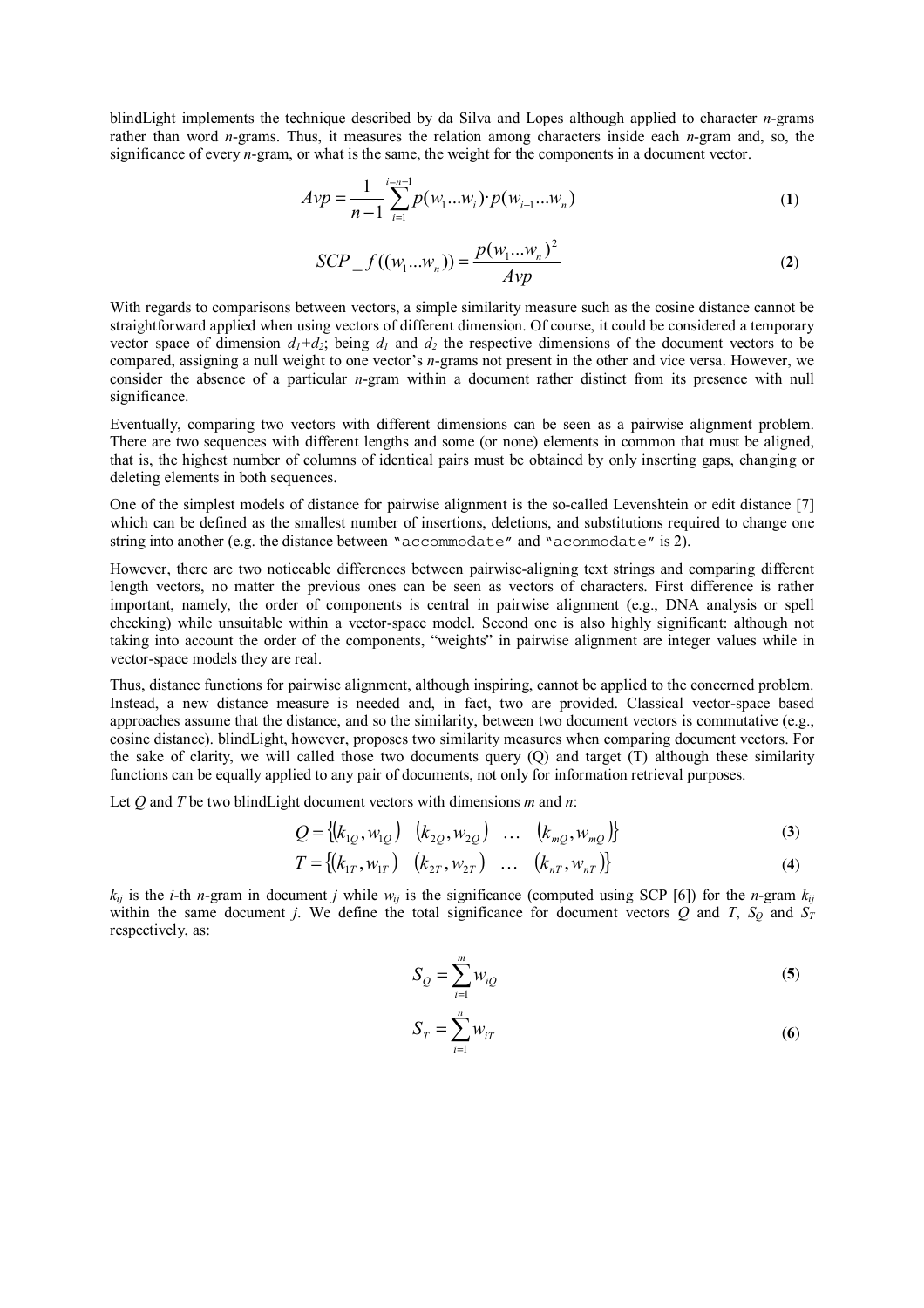blindLight implements the technique described by da Silva and Lopes although applied to character *n*-grams rather than word *n*-grams. Thus, it measures the relation among characters inside each *n*-gram and, so, the significance of every *n*-gram, or what is the same, the weight for the components in a document vector.

$$Avp = \frac{1}{n-1} \sum_{i=1}^{i=n-1} p(w_1 ... w_i) \cdot p(w_{i+1} ... w_n) \tag{1}$$

$$SCP\_f((w_1 ... w_n)) = \frac{p(w_1 ... w_n)^2}{Avp} \tag{2}$$

With regards to comparisons between vectors, a simple similarity measure such as the cosine distance cannot be straightforward applied when using vectors of different dimension. Of course, it could be considered a temporary vector space of dimension $d_1+d_2$; being $d_1$ and $d_2$ the respective dimensions of the document vectors to be compared, assigning a null weight to one vector's *n*-grams not present in the other and vice versa. However, we consider the absence of a particular *n*-gram within a document rather distinct from its presence with null significance.

Eventually, comparing two vectors with different dimensions can be seen as a pairwise alignment problem. There are two sequences with different lengths and some (or none) elements in common that must be aligned, that is, the highest number of columns of identical pairs must be obtained by only inserting gaps, changing or deleting elements in both sequences.

One of the simplest models of distance for pairwise alignment is the so-called Levenshtein or edit distance [7] which can be defined as the smallest number of insertions, deletions, and substitutions required to change one string into another (e.g. the distance between "`accommodate`" and "`aconmodate`" is 2).

However, there are two noticeable differences between pairwise-aligning text strings and comparing different length vectors, no matter the previous ones can be seen as vectors of characters. First difference is rather important, namely, the order of components is central in pairwise alignment (e.g., DNA analysis or spell checking) while unsuitable within a vector-space model. Second one is also highly significant: although not taking into account the order of the components, "weights" in pairwise alignment are integer values while in vector-space models they are real.

Thus, distance functions for pairwise alignment, although inspiring, cannot be applied to the concerned problem. Instead, a new distance measure is needed and, in fact, two are provided. Classical vector-space based approaches assume that the distance, and so the similarity, between two document vectors is commutative (e.g., cosine distance). blindLight, however, proposes two similarity measures when comparing document vectors. For the sake of clarity, we will called those two documents query (Q) and target (T) although these similarity functions can be equally applied to any pair of documents, not only for information retrieval purposes.

Let $Q$ and $T$ be two blindLight document vectors with dimensions $m$ and $n$:

$$Q = \{(k_{1Q}, w_{1Q}) \quad (k_{2Q}, w_{2Q}) \quad \ldots \quad (k_{mQ}, w_{mQ})\} \tag{3}$$

$$T = \{(k_{1T}, w_{1T}) \quad (k_{2T}, w_{2T}) \quad \ldots \quad (k_{nT}, w_{nT})\} \tag{4}$$

$k_{ij}$ is the $i$-th *n*-gram in document $j$ while $w_{ij}$ is the significance (computed using SCP [6]) for the *n*-gram $k_{ij}$ within the same document $j$. We define the total significance for document vectors $Q$ and $T$, $S_Q$ and $S_T$ respectively, as:

$$S_Q = \sum_{i=1}^{m} w_{iQ} \tag{5}$$

$$S_T = \sum_{i=1}^{n} w_{iT} \tag{6}$$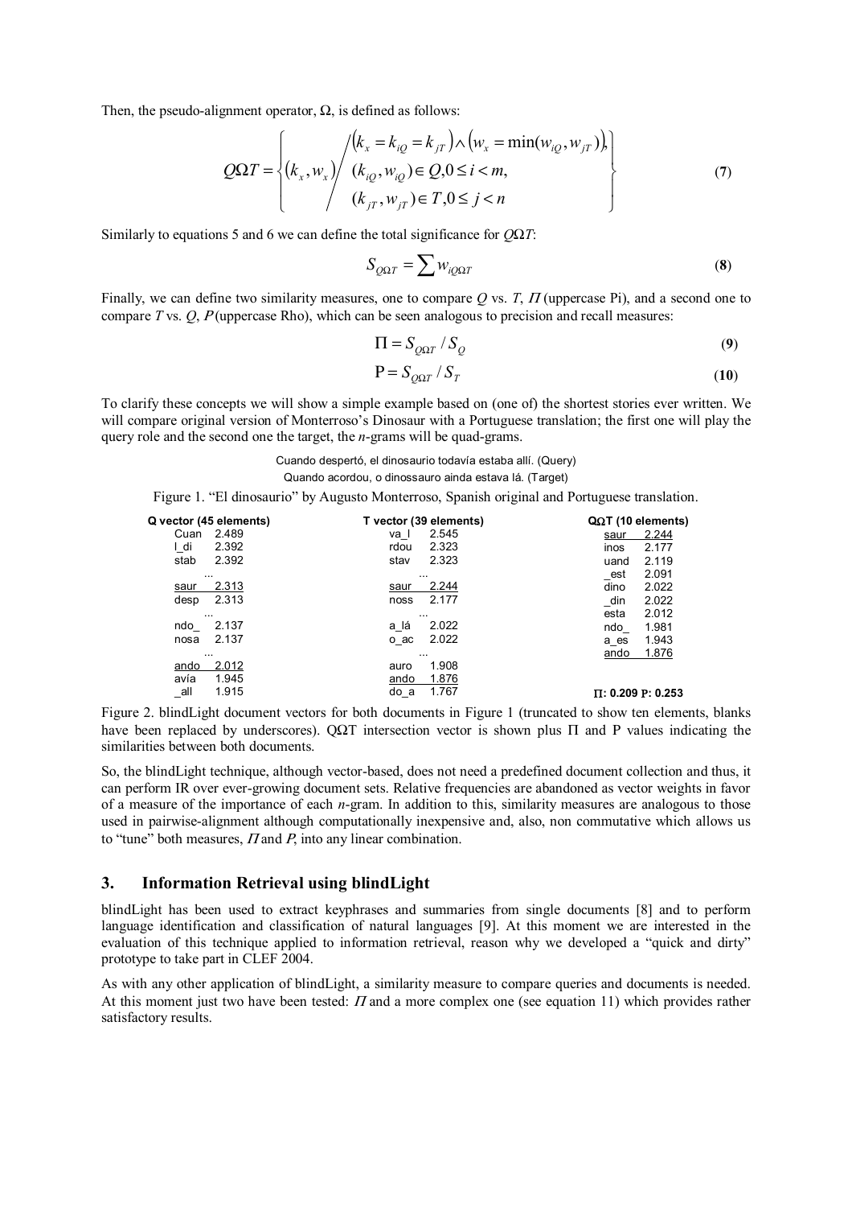Then, the pseudo-alignment operator, $\Omega$, is defined as follows:

$$Q\Omega T = \left\{ (k_x, w_x) \middle/ \begin{array}{l} (k_x = k_{iQ} = k_{jT}) \wedge (w_x = \min(w_{iQ}, w_{jT})), \\ (k_{iQ}, w_{iQ}) \in Q, 0 \le i < m, \\ (k_{jT}, w_{jT}) \in T, 0 \le j < n \end{array} \right\} \quad (7)$$

Similarly to equations 5 and 6 we can define the total significance for $Q\Omega T$:

$$S_{Q\Omega T} = \sum w_{iQ\Omega T} \quad (8)$$

Finally, we can define two similarity measures, one to compare $Q$ vs. $T$, $\Pi$ (uppercase Pi), and a second one to compare $T$ vs. $Q$, $P$ (uppercase Rho), which can be seen analogous to precision and recall measures:

$$\Pi = S_{Q\Omega T} / S_Q \quad (9)$$

$$\mathrm{P} = S_{Q\Omega T} / S_T \quad (10)$$

To clarify these concepts we will show a simple example based on (one of) the shortest stories ever written. We will compare original version of Monterroso's Dinosaur with a Portuguese translation; the first one will play the query role and the second one the target, the *n*-grams will be quad-grams.

Cuando despertó, el dinosaurio todavía estaba allí. (Query)
Quando acordou, o dinossauro ainda estava lá. (Target)

Figure 1. "El dinosaurio" by Augusto Monterroso, Spanish original and Portuguese translation.

| Q vector (45 elements) | | T vector (39 elements) | | QΩT (10 elements) | |
|---|---|---|---|---|---|
| Cuan | 2.489 | va_l | 2.545 | saur | 2.244 |
| l_di | 2.392 | rdou | 2.323 | inos | 2.177 |
| stab | 2.392 | stav | 2.323 | uand | 2.119 |
| ... | | ... | | _est | 2.091 |
| saur | 2.313 | saur | 2.244 | dino | 2.022 |
| desp | 2.313 | noss | 2.177 | _din | 2.022 |
| ... | | ... | | esta | 2.012 |
| ndo_ | 2.137 | a_lá | 2.022 | ndo_ | 1.981 |
| nosa | 2.137 | o_ac | 2.022 | a_es | 1.943 |
| ... | | ... | | ando | 1.876 |
| ando | 2.012 | auro | 1.908 | | |
| avía | 1.945 | ando | 1.876 | | |
| _all | 1.915 | do_a | 1.767 | Π: 0.209 | P: 0.253 |

Figure 2. blindLight document vectors for both documents in Figure 1 (truncated to show ten elements, blanks have been replaced by underscores). QΩT intersection vector is shown plus Π and P values indicating the similarities between both documents.

So, the blindLight technique, although vector-based, does not need a predefined document collection and thus, it can perform IR over ever-growing document sets. Relative frequencies are abandoned as vector weights in favor of a measure of the importance of each *n*-gram. In addition to this, similarity measures are analogous to those used in pairwise-alignment although computationally inexpensive and, also, non commutative which allows us to "tune" both measures, $\Pi$ and $P$, into any linear combination.

## 3. Information Retrieval using blindLight

blindLight has been used to extract keyphrases and summaries from single documents [8] and to perform language identification and classification of natural languages [9]. At this moment we are interested in the evaluation of this technique applied to information retrieval, reason why we developed a "quick and dirty" prototype to take part in CLEF 2004.

As with any other application of blindLight, a similarity measure to compare queries and documents is needed. At this moment just two have been tested: $\Pi$ and a more complex one (see equation 11) which provides rather satisfactory results.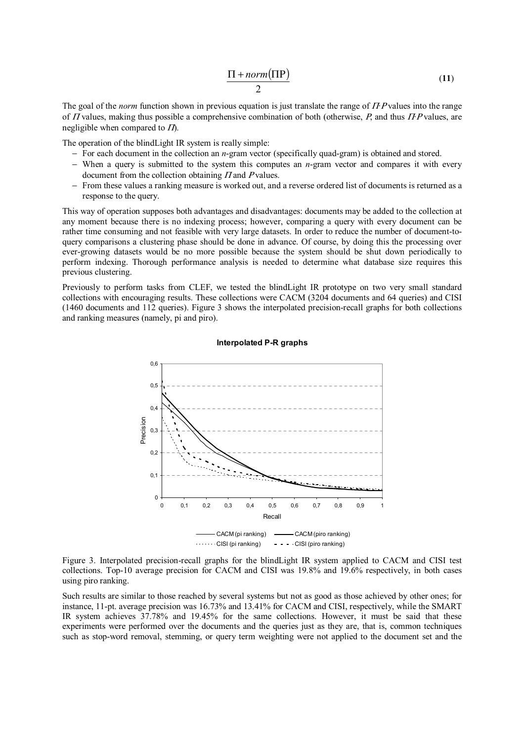$$\frac{\Pi + norm(\Pi \mathrm{P})}{2} \tag{11}$$

The goal of the *norm* function shown in previous equation is just translate the range of $\Pi \cdot P$ values into the range of $\Pi$ values, making thus possible a comprehensive combination of both (otherwise, $P$, and thus $\Pi \cdot P$ values, are negligible when compared to $\Pi$).

The operation of the blindLight IR system is really simple:

- For each document in the collection an *n*-gram vector (specifically quad-gram) is obtained and stored.
- When a query is submitted to the system this computes an *n*-gram vector and compares it with every document from the collection obtaining $\Pi$ and $P$ values.
- From these values a ranking measure is worked out, and a reverse ordered list of documents is returned as a response to the query.

This way of operation supposes both advantages and disadvantages: documents may be added to the collection at any moment because there is no indexing process; however, comparing a query with every document can be rather time consuming and not feasible with very large datasets. In order to reduce the number of document-to-query comparisons a clustering phase should be done in advance. Of course, by doing this the processing over ever-growing datasets would be no more possible because the system should be shut down periodically to perform indexing. Thorough performance analysis is needed to determine what database size requires this previous clustering.

Previously to perform tasks from CLEF, we tested the blindLight IR prototype on two very small standard collections with encouraging results. These collections were CACM (3204 documents and 64 queries) and CISI (1460 documents and 112 queries). Figure 3 shows the interpolated precision-recall graphs for both collections and ranking measures (namely, pi and piro).

Figure 3. Interpolated precision-recall graphs for the blindLight IR system applied to CACM and CISI test collections. Top-10 average precision for CACM and CISI was 19.8% and 19.6% respectively, in both cases using piro ranking.

Such results are similar to those reached by several systems but not as good as those achieved by other ones; for instance, 11-pt. average precision was 16.73% and 13.41% for CACM and CISI, respectively, while the SMART IR system achieves 37.78% and 19.45% for the same collections. However, it must be said that these experiments were performed over the documents and the queries just as they are, that is, common techniques such as stop-word removal, stemming, or query term weighting were not applied to the document set and the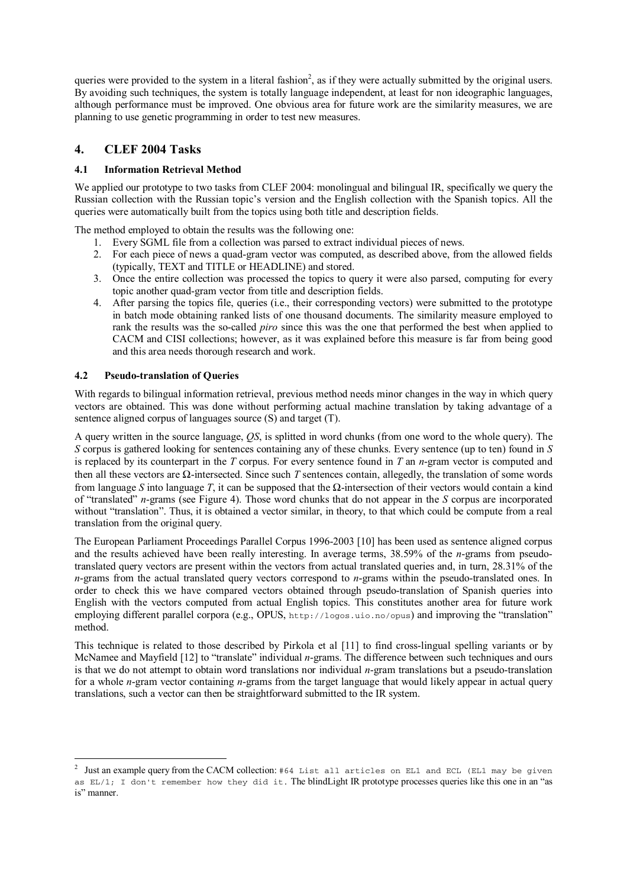queries were provided to the system in a literal fashion[2], as if they were actually submitted by the original users. By avoiding such techniques, the system is totally language independent, at least for non ideographic languages, although performance must be improved. One obvious area for future work are the similarity measures, we are planning to use genetic programming in order to test new measures.

## 4. CLEF 2004 Tasks

### 4.1 Information Retrieval Method

We applied our prototype to two tasks from CLEF 2004: monolingual and bilingual IR, specifically we query the Russian collection with the Russian topic's version and the English collection with the Spanish topics. All the queries were automatically built from the topics using both title and description fields.

The method employed to obtain the results was the following one:

1. Every SGML file from a collection was parsed to extract individual pieces of news.
2. For each piece of news a quad-gram vector was computed, as described above, from the allowed fields (typically, TEXT and TITLE or HEADLINE) and stored.
3. Once the entire collection was processed the topics to query it were also parsed, computing for every topic another quad-gram vector from title and description fields.
4. After parsing the topics file, queries (i.e., their corresponding vectors) were submitted to the prototype in batch mode obtaining ranked lists of one thousand documents. The similarity measure employed to rank the results was the so-called *piro* since this was the one that performed the best when applied to CACM and CISI collections; however, as it was explained before this measure is far from being good and this area needs thorough research and work.

### 4.2 Pseudo-translation of Queries

With regards to bilingual information retrieval, previous method needs minor changes in the way in which query vectors are obtained. This was done without performing actual machine translation by taking advantage of a sentence aligned corpus of languages source (S) and target (T).

A query written in the source language, *QS*, is splitted in word chunks (from one word to the whole query). The *S* corpus is gathered looking for sentences containing any of these chunks. Every sentence (up to ten) found in *S* is replaced by its counterpart in the *T* corpus. For every sentence found in *T* an *n*-gram vector is computed and then all these vectors are Ω-intersected. Since such *T* sentences contain, allegedly, the translation of some words from language *S* into language *T*, it can be supposed that the Ω-intersection of their vectors would contain a kind of "translated" *n*-grams (see Figure 4). Those word chunks that do not appear in the *S* corpus are incorporated without "translation". Thus, it is obtained a vector similar, in theory, to that which could be compute from a real translation from the original query.

The European Parliament Proceedings Parallel Corpus 1996-2003 [10] has been used as sentence aligned corpus and the results achieved have been really interesting. In average terms, 38.59% of the *n*-grams from pseudo-translated query vectors are present within the vectors from actual translated queries and, in turn, 28.31% of the *n*-grams from the actual translated query vectors correspond to *n*-grams within the pseudo-translated ones. In order to check this we have compared vectors obtained through pseudo-translation of Spanish queries into English with the vectors computed from actual English topics. This constitutes another area for future work employing different parallel corpora (e.g., OPUS, `http://logos.uio.no/opus`) and improving the "translation" method.

This technique is related to those described by Pirkola et al [11] to find cross-lingual spelling variants or by McNamee and Mayfield [12] to "translate" individual *n*-grams. The difference between such techniques and ours is that we do not attempt to obtain word translations nor individual *n*-gram translations but a pseudo-translation for a whole *n*-gram vector containing *n*-grams from the target language that would likely appear in actual query translations, such a vector can then be straightforward submitted to the IR system.

---

[2] Just an example query from the CACM collection: `#64 List all articles on EL1 and ECL (EL1 may be given as EL/1; I don't remember how they did it`. The blindLight IR prototype processes queries like this one in an "as is" manner.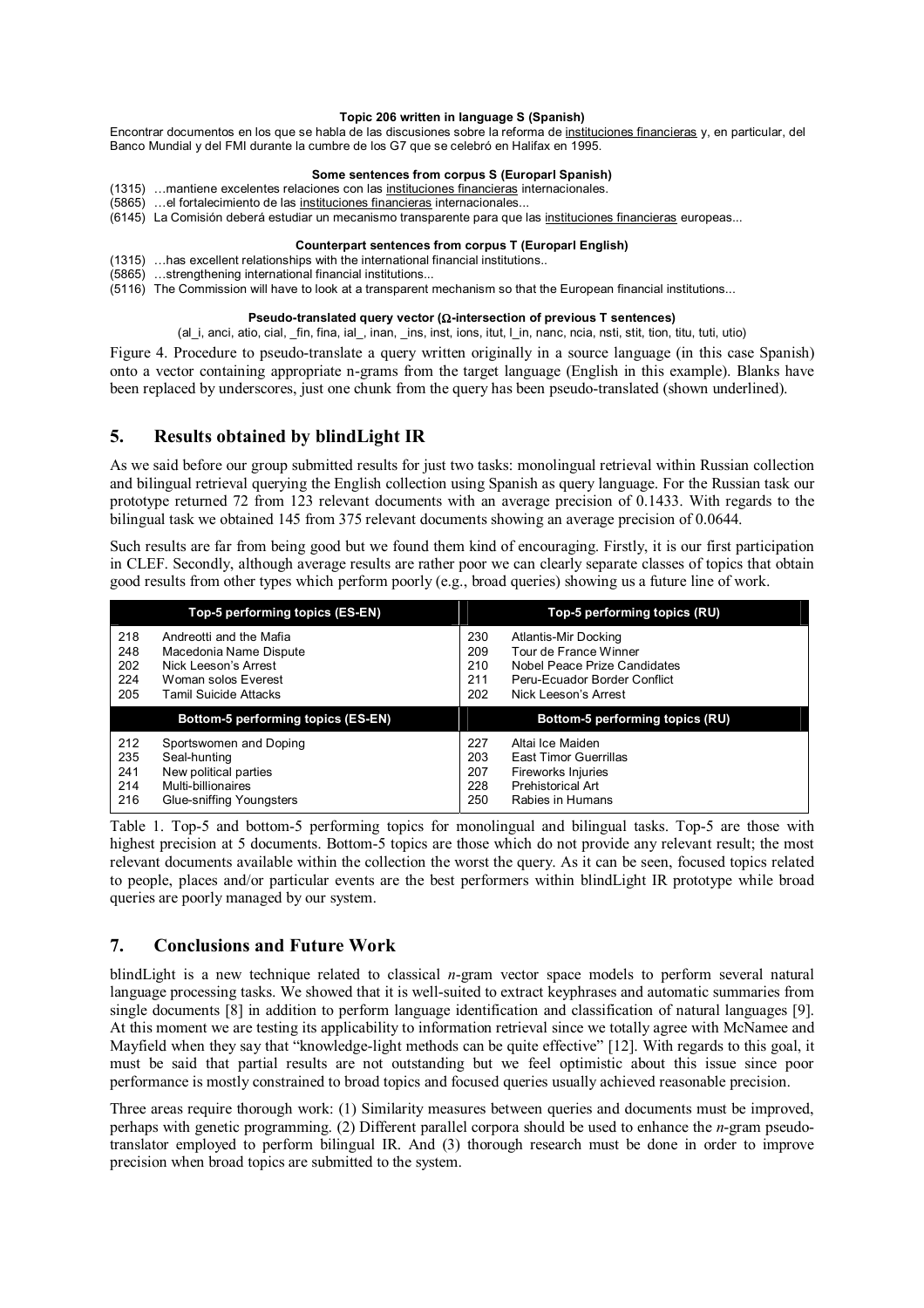**Topic 206 written in language S (Spanish)**

Encontrar documentos en los que se habla de las discusiones sobre la reforma de instituciones financieras y, en particular, del Banco Mundial y del FMI durante la cumbre de los G7 que se celebró en Halifax en 1995.

**Some sentences from corpus S (Europarl Spanish)**

(1315) …mantiene excelentes relaciones con las instituciones financieras internacionales.
(5865) …el fortalecimiento de las instituciones financieras internacionales...
(6145) La Comisión deberá estudiar un mecanismo transparente para que las instituciones financieras europeas...

**Counterpart sentences from corpus T (Europarl English)**

(1315) …has excellent relationships with the international financial institutions..
(5865) …strengthening international financial institutions...
(5116) The Commission will have to look at a transparent mechanism so that the European financial institutions...

**Pseudo-translated query vector (Ω-intersection of previous T sentences)**

(al_i, anci, atio, cial, _fin, fina, ial_, inan, _ins, inst, ions, itut, l_in, nanc, ncia, nsti, stit, tion, titu, tuti, utio)

Figure 4. Procedure to pseudo-translate a query written originally in a source language (in this case Spanish) onto a vector containing appropriate n-grams from the target language (English in this example). Blanks have been replaced by underscores, just one chunk from the query has been pseudo-translated (shown underlined).

## 5. Results obtained by blindLight IR

As we said before our group submitted results for just two tasks: monolingual retrieval within Russian collection and bilingual retrieval querying the English collection using Spanish as query language. For the Russian task our prototype returned 72 from 123 relevant documents with an average precision of 0.1433. With regards to the bilingual task we obtained 145 from 375 relevant documents showing an average precision of 0.0644.

Such results are far from being good but we found them kind of encouraging. Firstly, it is our first participation in CLEF. Secondly, although average results are rather poor we can clearly separate classes of topics that obtain good results from other types which perform poorly (e.g., broad queries) showing us a future line of work.

| Top-5 performing topics (ES-EN) | | Top-5 performing topics (RU) | |
|---|---|---|---|
| 218 | Andreotti and the Mafia | 230 | Atlantis-Mir Docking |
| 248 | Macedonia Name Dispute | 209 | Tour de France Winner |
| 202 | Nick Leeson's Arrest | 210 | Nobel Peace Prize Candidates |
| 224 | Woman solos Everest | 211 | Peru-Ecuador Border Conflict |
| 205 | Tamil Suicide Attacks | 202 | Nick Leeson's Arrest |
| **Bottom-5 performing topics (ES-EN)** | | **Bottom-5 performing topics (RU)** | |
| 212 | Sportswomen and Doping | 227 | Altai Ice Maiden |
| 235 | Seal-hunting | 203 | East Timor Guerrillas |
| 241 | New political parties | 207 | Fireworks Injuries |
| 214 | Multi-billionaires | 228 | Prehistorical Art |
| 216 | Glue-sniffing Youngsters | 250 | Rabies in Humans |

Table 1. Top-5 and bottom-5 performing topics for monolingual and bilingual tasks. Top-5 are those with highest precision at 5 documents. Bottom-5 topics are those which do not provide any relevant result; the most relevant documents available within the collection the worst the query. As it can be seen, focused topics related to people, places and/or particular events are the best performers within blindLight IR prototype while broad queries are poorly managed by our system.

## 7. Conclusions and Future Work

blindLight is a new technique related to classical *n*-gram vector space models to perform several natural language processing tasks. We showed that it is well-suited to extract keyphrases and automatic summaries from single documents [8] in addition to perform language identification and classification of natural languages [9]. At this moment we are testing its applicability to information retrieval since we totally agree with McNamee and Mayfield when they say that "knowledge-light methods can be quite effective" [12]. With regards to this goal, it must be said that partial results are not outstanding but we feel optimistic about this issue since poor performance is mostly constrained to broad topics and focused queries usually achieved reasonable precision.

Three areas require thorough work: (1) Similarity measures between queries and documents must be improved, perhaps with genetic programming. (2) Different parallel corpora should be used to enhance the *n*-gram pseudo-translator employed to perform bilingual IR. And (3) thorough research must be done in order to improve precision when broad topics are submitted to the system.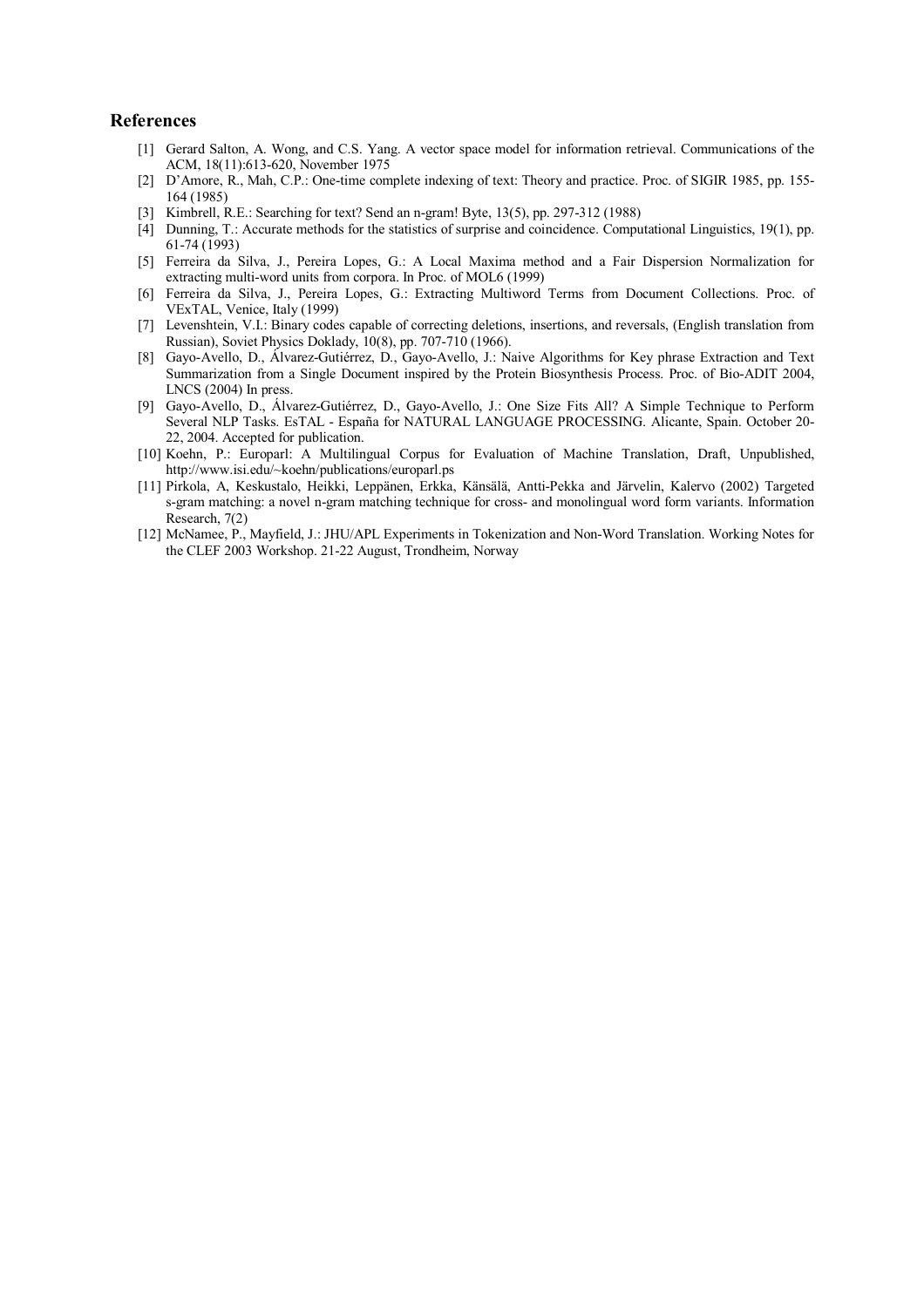## References

[1] Gerard Salton, A. Wong, and C.S. Yang. A vector space model for information retrieval. Communications of the ACM, 18(11):613-620, November 1975

[2] D'Amore, R., Mah, C.P.: One-time complete indexing of text: Theory and practice. Proc. of SIGIR 1985, pp. 155-164 (1985)

[3] Kimbrell, R.E.: Searching for text? Send an n-gram! Byte, 13(5), pp. 297-312 (1988)

[4] Dunning, T.: Accurate methods for the statistics of surprise and coincidence. Computational Linguistics, 19(1), pp. 61-74 (1993)

[5] Ferreira da Silva, J., Pereira Lopes, G.: A Local Maxima method and a Fair Dispersion Normalization for extracting multi-word units from corpora. In Proc. of MOL6 (1999)

[6] Ferreira da Silva, J., Pereira Lopes, G.: Extracting Multiword Terms from Document Collections. Proc. of VExTAL, Venice, Italy (1999)

[7] Levenshtein, V.I.: Binary codes capable of correcting deletions, insertions, and reversals, (English translation from Russian), Soviet Physics Doklady, 10(8), pp. 707-710 (1966).

[8] Gayo-Avello, D., Álvarez-Gutiérrez, D., Gayo-Avello, J.: Naive Algorithms for Key phrase Extraction and Text Summarization from a Single Document inspired by the Protein Biosynthesis Process. Proc. of Bio-ADIT 2004, LNCS (2004) In press.

[9] Gayo-Avello, D., Álvarez-Gutiérrez, D., Gayo-Avello, J.: One Size Fits All? A Simple Technique to Perform Several NLP Tasks. EsTAL - España for NATURAL LANGUAGE PROCESSING. Alicante, Spain. October 20-22, 2004. Accepted for publication.

[10] Koehn, P.: Europarl: A Multilingual Corpus for Evaluation of Machine Translation, Draft, Unpublished, http://www.isi.edu/~koehn/publications/europarl.ps

[11] Pirkola, A, Keskustalo, Heikki, Leppänen, Erkka, Känsälä, Antti-Pekka and Järvelin, Kalervo (2002) Targeted s-gram matching: a novel n-gram matching technique for cross- and monolingual word form variants. Information Research, 7(2)

[12] McNamee, P., Mayfield, J.: JHU/APL Experiments in Tokenization and Non-Word Translation. Working Notes for the CLEF 2003 Workshop. 21-22 August, Trondheim, Norway